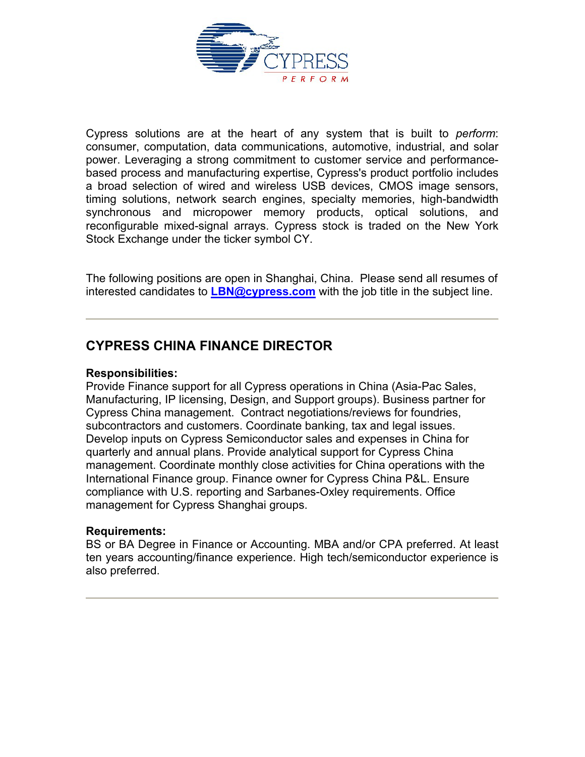Cypress solutions are at the heart of any system that is built to *perform*: consumer, computation, data communications, automotive, industrial, and solar power. Leveraging a strong commitment to customer service and performance-based process and manufacturing expertise, Cypress's product portfolio includes a broad selection of wired and wireless USB devices, CMOS image sensors, timing solutions, network search engines, specialty memories, high-bandwidth synchronous and micropower memory products, optical solutions, and reconfigurable mixed-signal arrays. Cypress stock is traded on the New York Stock Exchange under the ticker symbol CY.

The following positions are open in Shanghai, China. Please send all resumes of interested candidates to **LBN@cypress.com** with the job title in the subject line.

---

## CYPRESS CHINA FINANCE DIRECTOR

**Responsibilities:**
Provide Finance support for all Cypress operations in China (Asia-Pac Sales, Manufacturing, IP licensing, Design, and Support groups). Business partner for Cypress China management. Contract negotiations/reviews for foundries, subcontractors and customers. Coordinate banking, tax and legal issues. Develop inputs on Cypress Semiconductor sales and expenses in China for quarterly and annual plans. Provide analytical support for Cypress China management. Coordinate monthly close activities for China operations with the International Finance group. Finance owner for Cypress China P&L. Ensure compliance with U.S. reporting and Sarbanes-Oxley requirements. Office management for Cypress Shanghai groups.

**Requirements:**
BS or BA Degree in Finance or Accounting. MBA and/or CPA preferred. At least ten years accounting/finance experience. High tech/semiconductor experience is also preferred.

---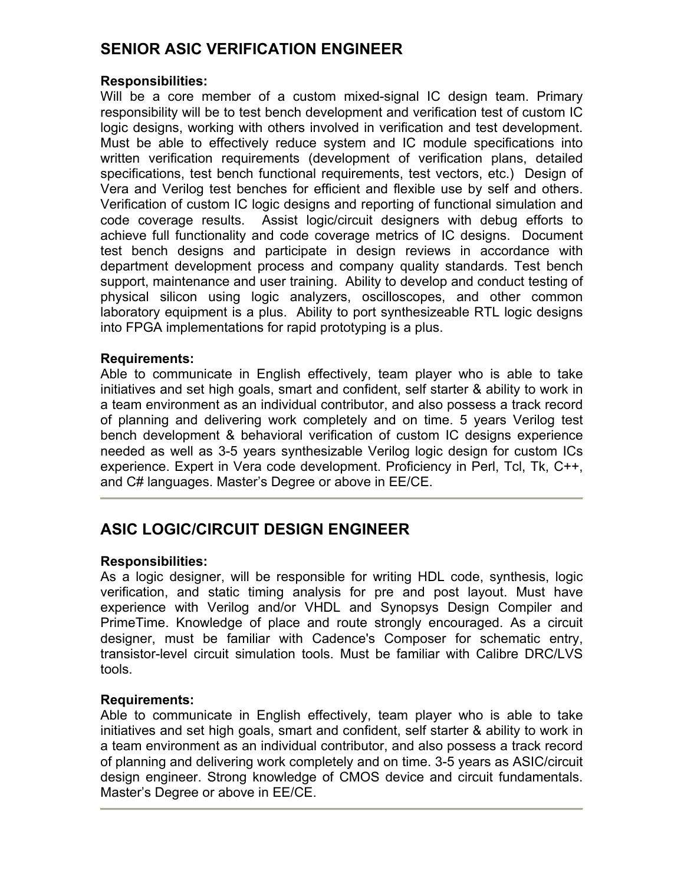## SENIOR ASIC VERIFICATION ENGINEER

**Responsibilities:**

Will be a core member of a custom mixed-signal IC design team. Primary responsibility will be to test bench development and verification test of custom IC logic designs, working with others involved in verification and test development. Must be able to effectively reduce system and IC module specifications into written verification requirements (development of verification plans, detailed specifications, test bench functional requirements, test vectors, etc.) Design of Vera and Verilog test benches for efficient and flexible use by self and others. Verification of custom IC logic designs and reporting of functional simulation and code coverage results. Assist logic/circuit designers with debug efforts to achieve full functionality and code coverage metrics of IC designs. Document test bench designs and participate in design reviews in accordance with department development process and company quality standards. Test bench support, maintenance and user training. Ability to develop and conduct testing of physical silicon using logic analyzers, oscilloscopes, and other common laboratory equipment is a plus. Ability to port synthesizeable RTL logic designs into FPGA implementations for rapid prototyping is a plus.

**Requirements:**

Able to communicate in English effectively, team player who is able to take initiatives and set high goals, smart and confident, self starter & ability to work in a team environment as an individual contributor, and also possess a track record of planning and delivering work completely and on time. 5 years Verilog test bench development & behavioral verification of custom IC designs experience needed as well as 3-5 years synthesizable Verilog logic design for custom ICs experience. Expert in Vera code development. Proficiency in Perl, Tcl, Tk, C++, and C# languages. Master's Degree or above in EE/CE.

---

## ASIC LOGIC/CIRCUIT DESIGN ENGINEER

**Responsibilities:**

As a logic designer, will be responsible for writing HDL code, synthesis, logic verification, and static timing analysis for pre and post layout. Must have experience with Verilog and/or VHDL and Synopsys Design Compiler and PrimeTime. Knowledge of place and route strongly encouraged. As a circuit designer, must be familiar with Cadence's Composer for schematic entry, transistor-level circuit simulation tools. Must be familiar with Calibre DRC/LVS tools.

**Requirements:**

Able to communicate in English effectively, team player who is able to take initiatives and set high goals, smart and confident, self starter & ability to work in a team environment as an individual contributor, and also possess a track record of planning and delivering work completely and on time. 3-5 years as ASIC/circuit design engineer. Strong knowledge of CMOS device and circuit fundamentals. Master's Degree or above in EE/CE.

---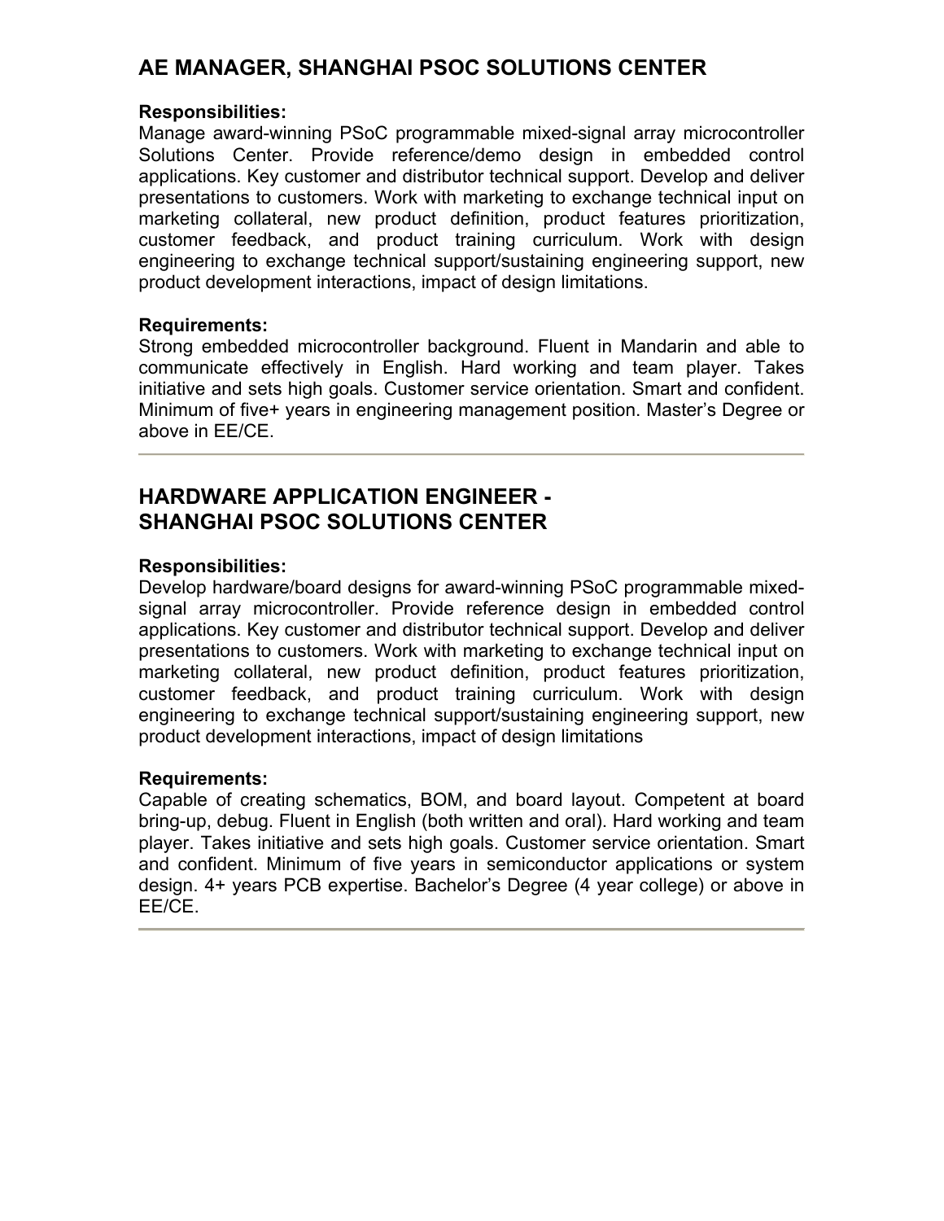## AE MANAGER, SHANGHAI PSOC SOLUTIONS CENTER

**Responsibilities:**
Manage award-winning PSoC programmable mixed-signal array microcontroller Solutions Center. Provide reference/demo design in embedded control applications. Key customer and distributor technical support. Develop and deliver presentations to customers. Work with marketing to exchange technical input on marketing collateral, new product definition, product features prioritization, customer feedback, and product training curriculum. Work with design engineering to exchange technical support/sustaining engineering support, new product development interactions, impact of design limitations.

**Requirements:**
Strong embedded microcontroller background. Fluent in Mandarin and able to communicate effectively in English. Hard working and team player. Takes initiative and sets high goals. Customer service orientation. Smart and confident. Minimum of five+ years in engineering management position. Master's Degree or above in EE/CE.

---

## HARDWARE APPLICATION ENGINEER - SHANGHAI PSOC SOLUTIONS CENTER

**Responsibilities:**
Develop hardware/board designs for award-winning PSoC programmable mixed-signal array microcontroller. Provide reference design in embedded control applications. Key customer and distributor technical support. Develop and deliver presentations to customers. Work with marketing to exchange technical input on marketing collateral, new product definition, product features prioritization, customer feedback, and product training curriculum. Work with design engineering to exchange technical support/sustaining engineering support, new product development interactions, impact of design limitations

**Requirements:**
Capable of creating schematics, BOM, and board layout. Competent at board bring-up, debug. Fluent in English (both written and oral). Hard working and team player. Takes initiative and sets high goals. Customer service orientation. Smart and confident. Minimum of five years in semiconductor applications or system design. 4+ years PCB expertise. Bachelor's Degree (4 year college) or above in EE/CE.

---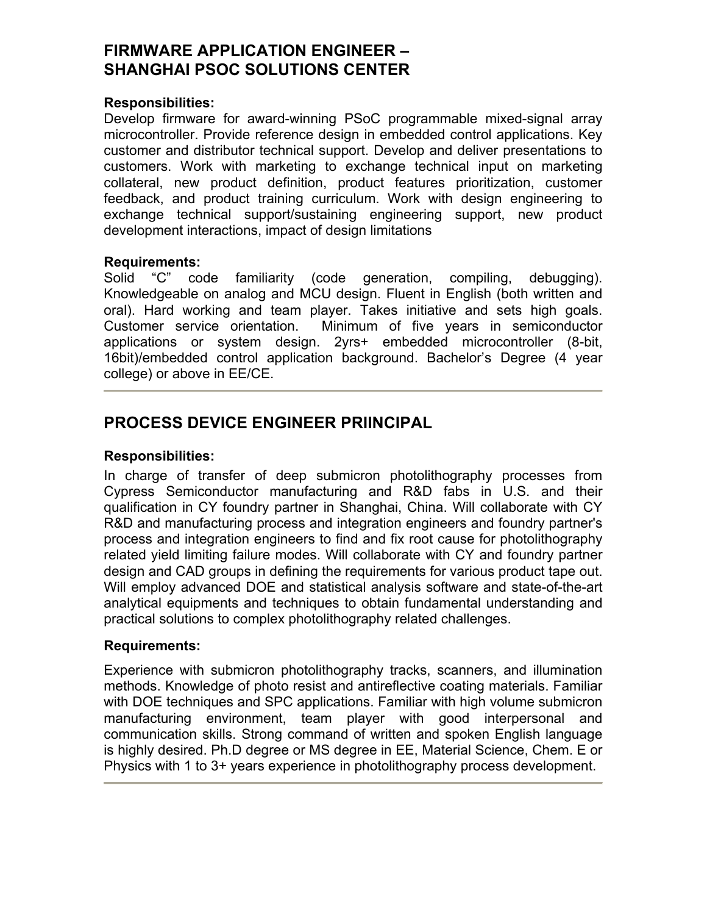## FIRMWARE APPLICATION ENGINEER – SHANGHAI PSOC SOLUTIONS CENTER

**Responsibilities:**

Develop firmware for award-winning PSoC programmable mixed-signal array microcontroller. Provide reference design in embedded control applications. Key customer and distributor technical support. Develop and deliver presentations to customers. Work with marketing to exchange technical input on marketing collateral, new product definition, product features prioritization, customer feedback, and product training curriculum. Work with design engineering to exchange technical support/sustaining engineering support, new product development interactions, impact of design limitations

**Requirements:**

Solid "C" code familiarity (code generation, compiling, debugging). Knowledgeable on analog and MCU design. Fluent in English (both written and oral). Hard working and team player. Takes initiative and sets high goals. Customer service orientation. Minimum of five years in semiconductor applications or system design. 2yrs+ embedded microcontroller (8-bit, 16bit)/embedded control application background. Bachelor's Degree (4 year college) or above in EE/CE.

---

## PROCESS DEVICE ENGINEER PRIINCIPAL

**Responsibilities:**

In charge of transfer of deep submicron photolithography processes from Cypress Semiconductor manufacturing and R&D fabs in U.S. and their qualification in CY foundry partner in Shanghai, China. Will collaborate with CY R&D and manufacturing process and integration engineers and foundry partner's process and integration engineers to find and fix root cause for photolithography related yield limiting failure modes. Will collaborate with CY and foundry partner design and CAD groups in defining the requirements for various product tape out. Will employ advanced DOE and statistical analysis software and state-of-the-art analytical equipments and techniques to obtain fundamental understanding and practical solutions to complex photolithography related challenges.

**Requirements:**

Experience with submicron photolithography tracks, scanners, and illumination methods. Knowledge of photo resist and antireflective coating materials. Familiar with DOE techniques and SPC applications. Familiar with high volume submicron manufacturing environment, team player with good interpersonal and communication skills. Strong command of written and spoken English language is highly desired. Ph.D degree or MS degree in EE, Material Science, Chem. E or Physics with 1 to 3+ years experience in photolithography process development.

---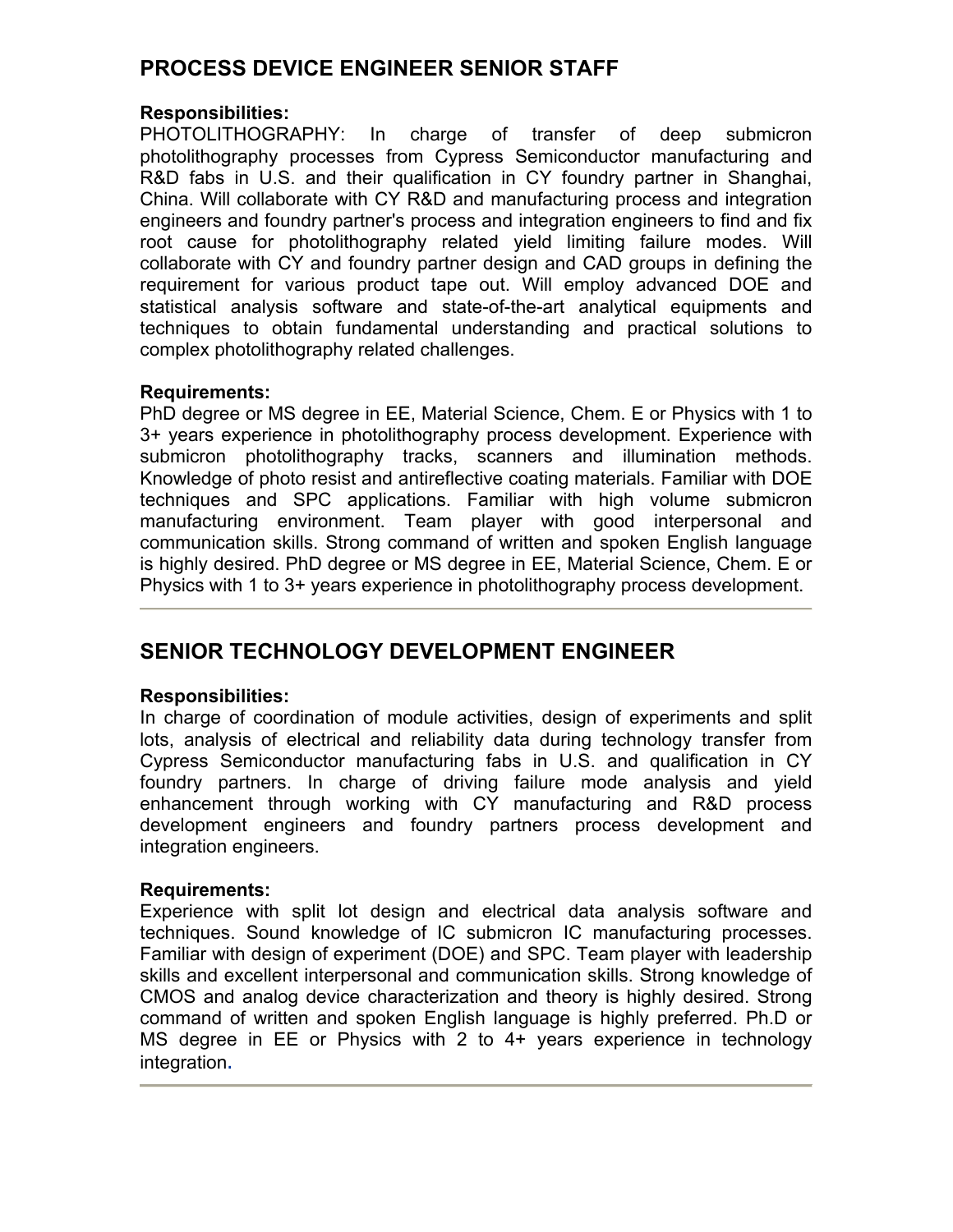## PROCESS DEVICE ENGINEER SENIOR STAFF

**Responsibilities:**

PHOTOLITHOGRAPHY: In charge of transfer of deep submicron photolithography processes from Cypress Semiconductor manufacturing and R&D fabs in U.S. and their qualification in CY foundry partner in Shanghai, China. Will collaborate with CY R&D and manufacturing process and integration engineers and foundry partner's process and integration engineers to find and fix root cause for photolithography related yield limiting failure modes. Will collaborate with CY and foundry partner design and CAD groups in defining the requirement for various product tape out. Will employ advanced DOE and statistical analysis software and state-of-the-art analytical equipments and techniques to obtain fundamental understanding and practical solutions to complex photolithography related challenges.

**Requirements:**

PhD degree or MS degree in EE, Material Science, Chem. E or Physics with 1 to 3+ years experience in photolithography process development. Experience with submicron photolithography tracks, scanners and illumination methods. Knowledge of photo resist and antireflective coating materials. Familiar with DOE techniques and SPC applications. Familiar with high volume submicron manufacturing environment. Team player with good interpersonal and communication skills. Strong command of written and spoken English language is highly desired. PhD degree or MS degree in EE, Material Science, Chem. E or Physics with 1 to 3+ years experience in photolithography process development.

---

## SENIOR TECHNOLOGY DEVELOPMENT ENGINEER

**Responsibilities:**

In charge of coordination of module activities, design of experiments and split lots, analysis of electrical and reliability data during technology transfer from Cypress Semiconductor manufacturing fabs in U.S. and qualification in CY foundry partners. In charge of driving failure mode analysis and yield enhancement through working with CY manufacturing and R&D process development engineers and foundry partners process development and integration engineers.

**Requirements:**

Experience with split lot design and electrical data analysis software and techniques. Sound knowledge of IC submicron IC manufacturing processes. Familiar with design of experiment (DOE) and SPC. Team player with leadership skills and excellent interpersonal and communication skills. Strong knowledge of CMOS and analog device characterization and theory is highly desired. Strong command of written and spoken English language is highly preferred. Ph.D or MS degree in EE or Physics with 2 to 4+ years experience in technology integration.

---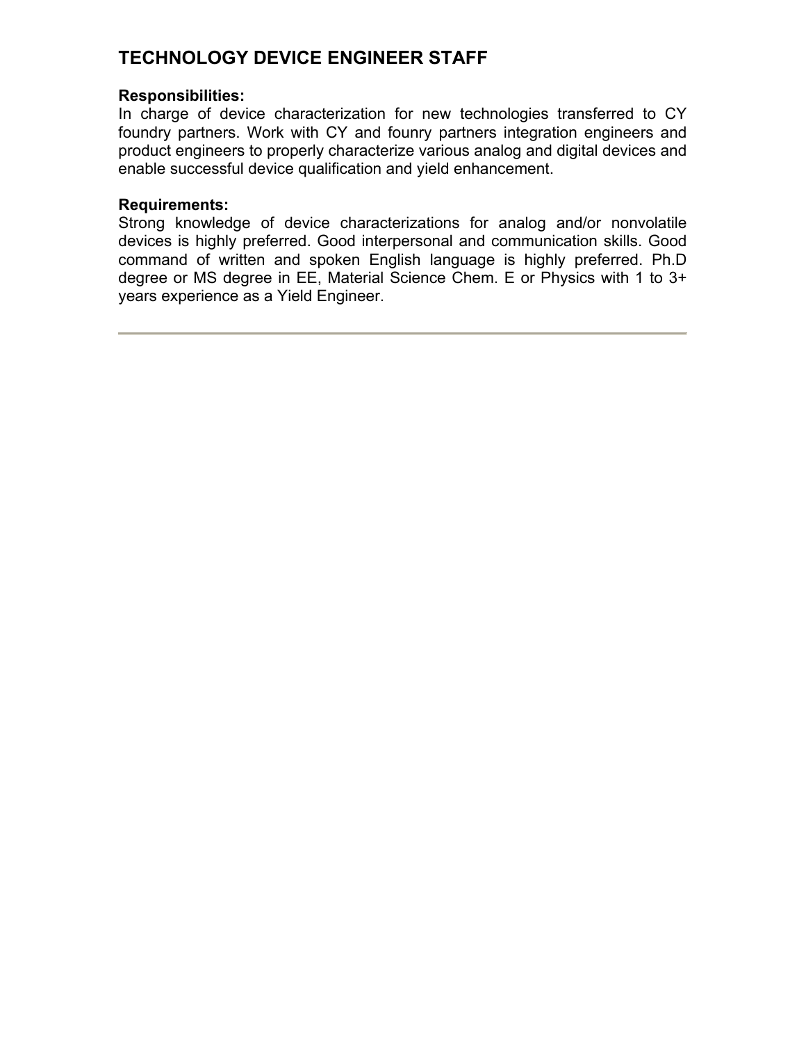## TECHNOLOGY DEVICE ENGINEER STAFF

**Responsibilities:**
In charge of device characterization for new technologies transferred to CY foundry partners. Work with CY and founry partners integration engineers and product engineers to properly characterize various analog and digital devices and enable successful device qualification and yield enhancement.

**Requirements:**
Strong knowledge of device characterizations for analog and/or nonvolatile devices is highly preferred. Good interpersonal and communication skills. Good command of written and spoken English language is highly preferred. Ph.D degree or MS degree in EE, Material Science Chem. E or Physics with 1 to 3+ years experience as a Yield Engineer.

---